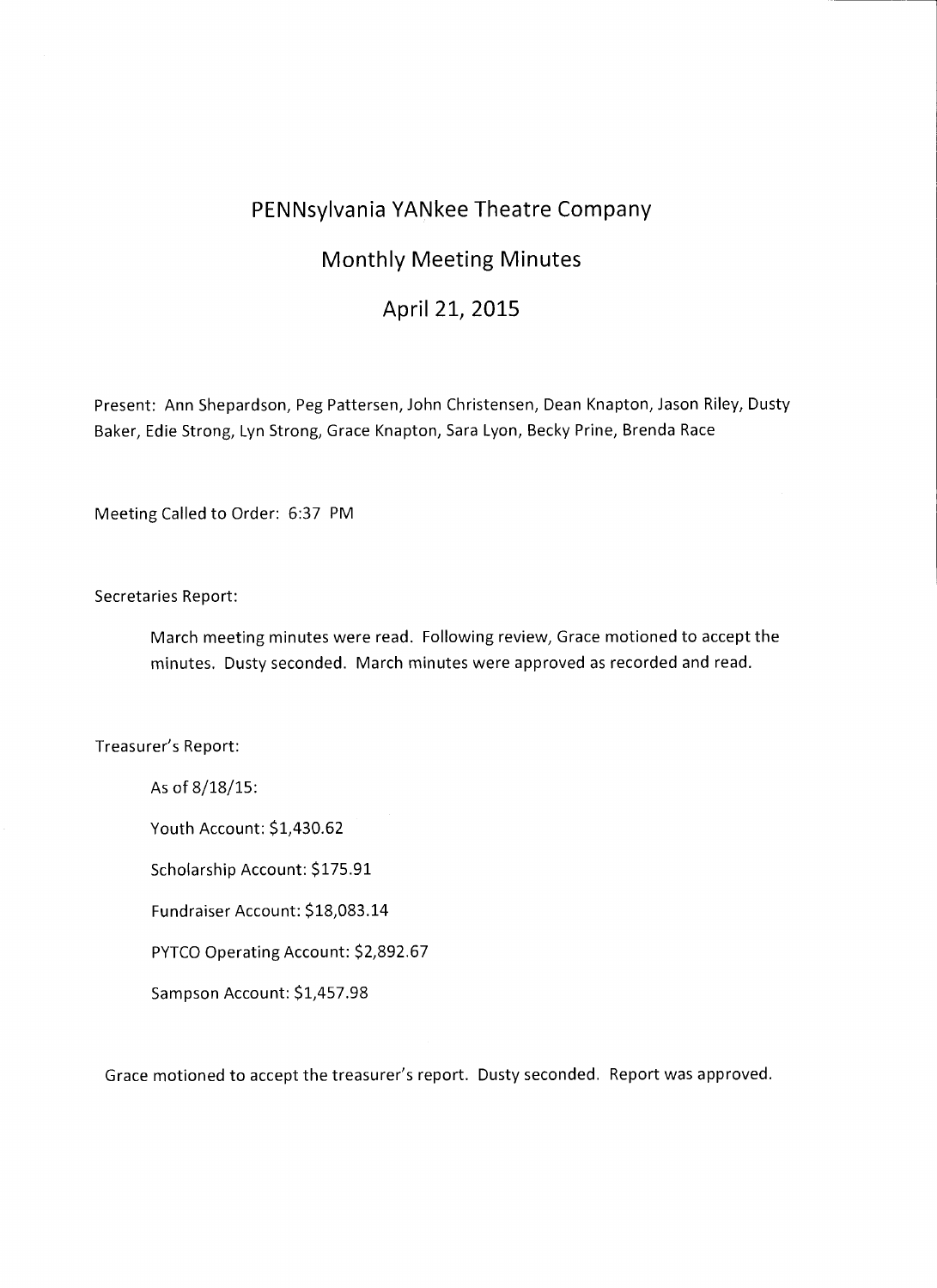# PENNsylvania YANkee Theatre Company

## Monthly Meeting Minutes

## April 21, 2015

Present: Ann Shepardson, Peg Pattersen, John Christensen, Dean Knapton, Jason Riley, Dusty Baker, Edie Strong, Lyn Strong, Grace Knapton, Sara Lyon, Becky Prine, Brenda Race

Meeting Called to Order: 6:37 PM

Secretaries Report:

> March meeting minutes were read. Following review, Grace motioned to accept the minutes. Dusty seconded. March minutes were approved as recorded and read.

Treasurer's Report:

> As of 8/18/15:
>
> Youth Account: $1,430.62
>
> Scholarship Account: $175.91
>
> Fundraiser Account: $18,083.14
>
> PYTCO Operating Account: $2,892.67
>
> Sampson Account: $1,457.98

Grace motioned to accept the treasurer's report. Dusty seconded. Report was approved.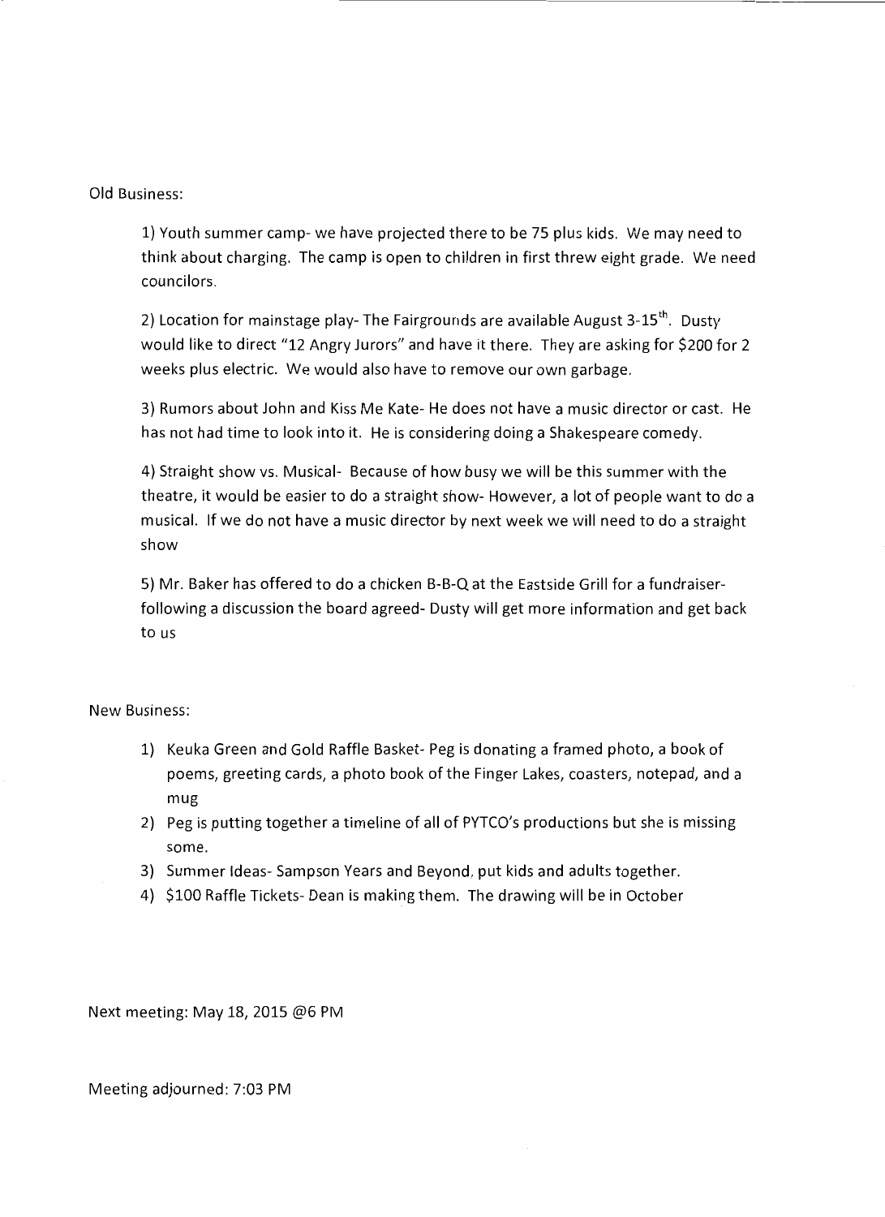Old Business:

1) Youth summer camp- we have projected there to be 75 plus kids. We may need to think about charging. The camp is open to children in first threw eight grade. We need councilors.

2) Location for mainstage play- The Fairgrounds are available August 3-15th. Dusty would like to direct "12 Angry Jurors" and have it there. They are asking for $200 for 2 weeks plus electric. We would also have to remove our own garbage.

3) Rumors about John and Kiss Me Kate- He does not have a music director or cast. He has not had time to look into it. He is considering doing a Shakespeare comedy.

4) Straight show vs. Musical- Because of how busy we will be this summer with the theatre, it would be easier to do a straight show- However, a lot of people want to do a musical. If we do not have a music director by next week we will need to do a straight show

5) Mr. Baker has offered to do a chicken B-B-Q at the Eastside Grill for a fundraiser- following a discussion the board agreed- Dusty will get more information and get back to us

New Business:

1) Keuka Green and Gold Raffle Basket- Peg is donating a framed photo, a book of poems, greeting cards, a photo book of the Finger Lakes, coasters, notepad, and a mug
2) Peg is putting together a timeline of all of PYTCO's productions but she is missing some.
3) Summer Ideas- Sampson Years and Beyond, put kids and adults together.
4) $100 Raffle Tickets- Dean is making them. The drawing will be in October

Next meeting: May 18, 2015 @6 PM

Meeting adjourned: 7:03 PM